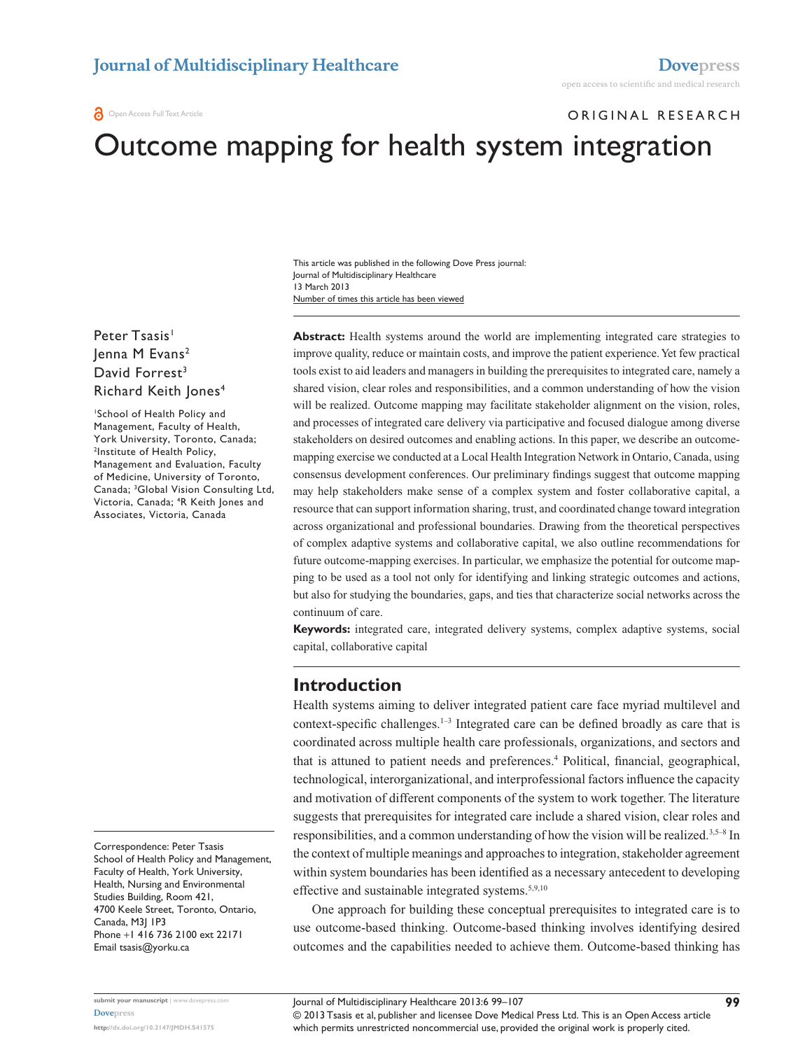Journal of Multidisciplinary Healthcare

Open Access Full Text Article

ORIGINAL RESEARCH

# Outcome mapping for health system integration

This article was published in the following Dove Press journal:
Journal of Multidisciplinary Healthcare
13 March 2013
Number of times this article has been viewed

Peter Tsasis[1]
Jenna M Evans[2]
David Forrest[3]
Richard Keith Jones[4]

[1]School of Health Policy and Management, Faculty of Health, York University, Toronto, Canada; [2]Institute of Health Policy, Management and Evaluation, Faculty of Medicine, University of Toronto, Canada; [3]Global Vision Consulting Ltd, Victoria, Canada; [4]R Keith Jones and Associates, Victoria, Canada

Correspondence: Peter Tsasis
School of Health Policy and Management, Faculty of Health, York University, Health, Nursing and Environmental Studies Building, Room 421, 4700 Keele Street, Toronto, Ontario, Canada, M3J 1P3
Phone +1 416 736 2100 ext 22171
Email tsasis@yorku.ca

**Abstract:** Health systems around the world are implementing integrated care strategies to improve quality, reduce or maintain costs, and improve the patient experience. Yet few practical tools exist to aid leaders and managers in building the prerequisites to integrated care, namely a shared vision, clear roles and responsibilities, and a common understanding of how the vision will be realized. Outcome mapping may facilitate stakeholder alignment on the vision, roles, and processes of integrated care delivery via participative and focused dialogue among diverse stakeholders on desired outcomes and enabling actions. In this paper, we describe an outcome-mapping exercise we conducted at a Local Health Integration Network in Ontario, Canada, using consensus development conferences. Our preliminary findings suggest that outcome mapping may help stakeholders make sense of a complex system and foster collaborative capital, a resource that can support information sharing, trust, and coordinated change toward integration across organizational and professional boundaries. Drawing from the theoretical perspectives of complex adaptive systems and collaborative capital, we also outline recommendations for future outcome-mapping exercises. In particular, we emphasize the potential for outcome mapping to be used as a tool not only for identifying and linking strategic outcomes and actions, but also for studying the boundaries, gaps, and ties that characterize social networks across the continuum of care.

**Keywords:** integrated care, integrated delivery systems, complex adaptive systems, social capital, collaborative capital

## Introduction

Health systems aiming to deliver integrated patient care face myriad multilevel and context-specific challenges.[1–3] Integrated care can be defined broadly as care that is coordinated across multiple health care professionals, organizations, and sectors and that is attuned to patient needs and preferences.[4] Political, financial, geographical, technological, interorganizational, and interprofessional factors influence the capacity and motivation of different components of the system to work together. The literature suggests that prerequisites for integrated care include a shared vision, clear roles and responsibilities, and a common understanding of how the vision will be realized.[3,5–8] In the context of multiple meanings and approaches to integration, stakeholder agreement within system boundaries has been identified as a necessary antecedent to developing effective and sustainable integrated systems.[5,9,10]

One approach for building these conceptual prerequisites to integrated care is to use outcome-based thinking. Outcome-based thinking involves identifying desired outcomes and the capabilities needed to achieve them. Outcome-based thinking has

submit your manuscript | www.dovepress.com
Dovepress
http://dx.doi.org/10.2147/JMDH.S41575

© 2013 Tsasis et al, publisher and licensee Dove Medical Press Ltd. This is an Open Access article which permits unrestricted noncommercial use, provided the original work is properly cited.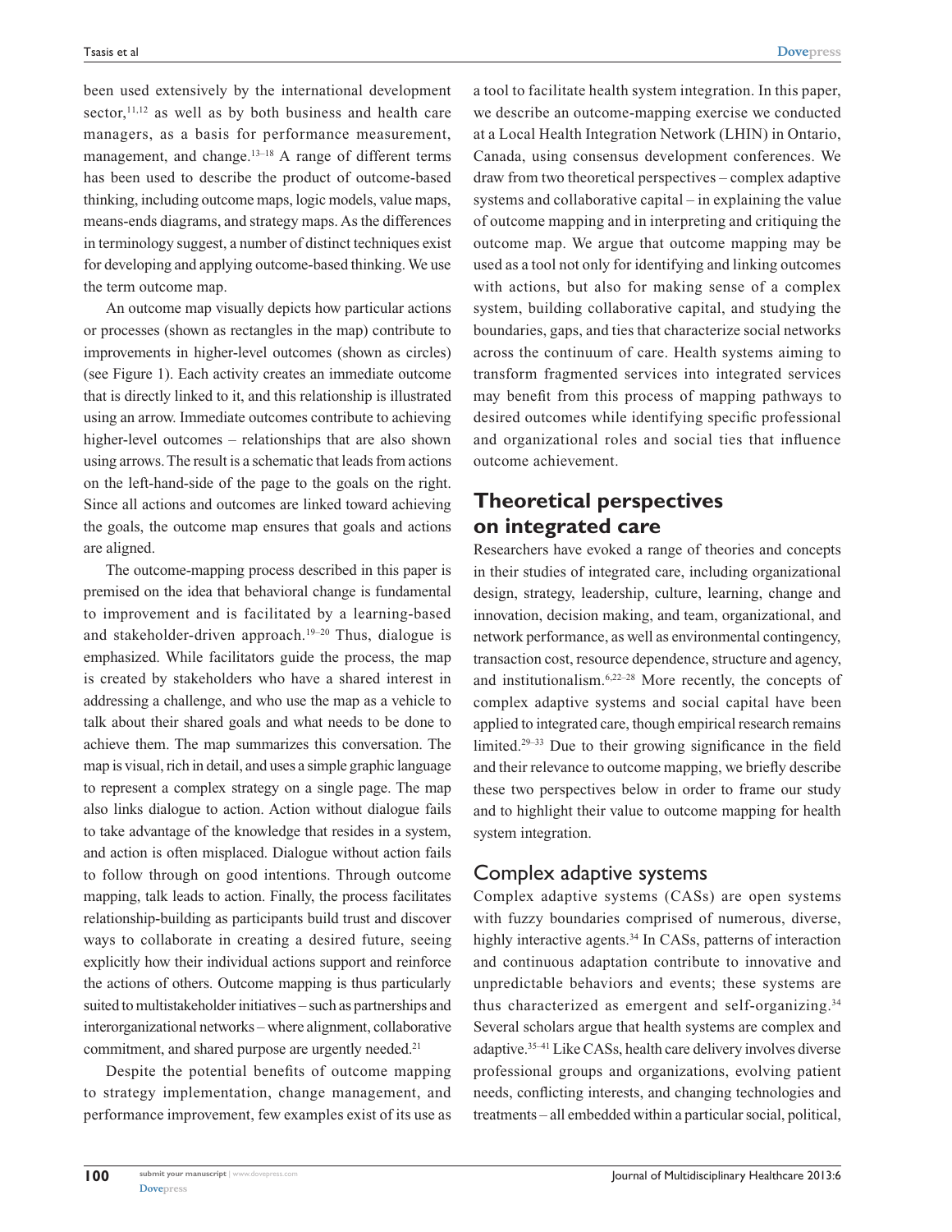been used extensively by the international development sector,[11,12] as well as by both business and health care managers, as a basis for performance measurement, management, and change.[13–18] A range of different terms has been used to describe the product of outcome-based thinking, including outcome maps, logic models, value maps, means-ends diagrams, and strategy maps. As the differences in terminology suggest, a number of distinct techniques exist for developing and applying outcome-based thinking. We use the term outcome map.

An outcome map visually depicts how particular actions or processes (shown as rectangles in the map) contribute to improvements in higher-level outcomes (shown as circles) (see Figure 1). Each activity creates an immediate outcome that is directly linked to it, and this relationship is illustrated using an arrow. Immediate outcomes contribute to achieving higher-level outcomes – relationships that are also shown using arrows. The result is a schematic that leads from actions on the left-hand-side of the page to the goals on the right. Since all actions and outcomes are linked toward achieving the goals, the outcome map ensures that goals and actions are aligned.

The outcome-mapping process described in this paper is premised on the idea that behavioral change is fundamental to improvement and is facilitated by a learning-based and stakeholder-driven approach.[19–20] Thus, dialogue is emphasized. While facilitators guide the process, the map is created by stakeholders who have a shared interest in addressing a challenge, and who use the map as a vehicle to talk about their shared goals and what needs to be done to achieve them. The map summarizes this conversation. The map is visual, rich in detail, and uses a simple graphic language to represent a complex strategy on a single page. The map also links dialogue to action. Action without dialogue fails to take advantage of the knowledge that resides in a system, and action is often misplaced. Dialogue without action fails to follow through on good intentions. Through outcome mapping, talk leads to action. Finally, the process facilitates relationship-building as participants build trust and discover ways to collaborate in creating a desired future, seeing explicitly how their individual actions support and reinforce the actions of others. Outcome mapping is thus particularly suited to multistakeholder initiatives – such as partnerships and interorganizational networks – where alignment, collaborative commitment, and shared purpose are urgently needed.[21]

Despite the potential benefits of outcome mapping to strategy implementation, change management, and performance improvement, few examples exist of its use as a tool to facilitate health system integration. In this paper, we describe an outcome-mapping exercise we conducted at a Local Health Integration Network (LHIN) in Ontario, Canada, using consensus development conferences. We draw from two theoretical perspectives – complex adaptive systems and collaborative capital – in explaining the value of outcome mapping and in interpreting and critiquing the outcome map. We argue that outcome mapping may be used as a tool not only for identifying and linking outcomes with actions, but also for making sense of a complex system, building collaborative capital, and studying the boundaries, gaps, and ties that characterize social networks across the continuum of care. Health systems aiming to transform fragmented services into integrated services may benefit from this process of mapping pathways to desired outcomes while identifying specific professional and organizational roles and social ties that influence outcome achievement.

## Theoretical perspectives on integrated care

Researchers have evoked a range of theories and concepts in their studies of integrated care, including organizational design, strategy, leadership, culture, learning, change and innovation, decision making, and team, organizational, and network performance, as well as environmental contingency, transaction cost, resource dependence, structure and agency, and institutionalism.[6,22–28] More recently, the concepts of complex adaptive systems and social capital have been applied to integrated care, though empirical research remains limited.[29–33] Due to their growing significance in the field and their relevance to outcome mapping, we briefly describe these two perspectives below in order to frame our study and to highlight their value to outcome mapping for health system integration.

### Complex adaptive systems

Complex adaptive systems (CASs) are open systems with fuzzy boundaries comprised of numerous, diverse, highly interactive agents.[34] In CASs, patterns of interaction and continuous adaptation contribute to innovative and unpredictable behaviors and events; these systems are thus characterized as emergent and self-organizing.[34] Several scholars argue that health systems are complex and adaptive.[35–41] Like CASs, health care delivery involves diverse professional groups and organizations, evolving patient needs, conflicting interests, and changing technologies and treatments – all embedded within a particular social, political,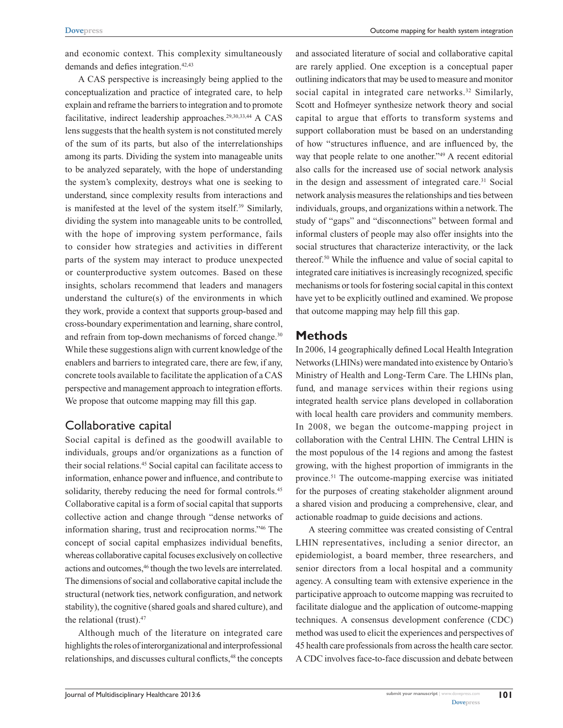and economic context. This complexity simultaneously demands and defies integration.[42,43]

A CAS perspective is increasingly being applied to the conceptualization and practice of integrated care, to help explain and reframe the barriers to integration and to promote facilitative, indirect leadership approaches.[29,30,33,44] A CAS lens suggests that the health system is not constituted merely of the sum of its parts, but also of the interrelationships among its parts. Dividing the system into manageable units to be analyzed separately, with the hope of understanding the system's complexity, destroys what one is seeking to understand, since complexity results from interactions and is manifested at the level of the system itself.[39] Similarly, dividing the system into manageable units to be controlled, with the hope of improving system performance, fails to consider how strategies and activities in different parts of the system may interact to produce unexpected or counterproductive system outcomes. Based on these insights, scholars recommend that leaders and managers understand the culture(s) of the environments in which they work, provide a context that supports group-based and cross-boundary experimentation and learning, share control, and refrain from top-down mechanisms of forced change.[30] While these suggestions align with current knowledge of the enablers and barriers to integrated care, there are few, if any, concrete tools available to facilitate the application of a CAS perspective and management approach to integration efforts. We propose that outcome mapping may fill this gap.

## Collaborative capital

Social capital is defined as the goodwill available to individuals, groups and/or organizations as a function of their social relations.[45] Social capital can facilitate access to information, enhance power and influence, and contribute to solidarity, thereby reducing the need for formal controls.[45] Collaborative capital is a form of social capital that supports collective action and change through "dense networks of information sharing, trust and reciprocation norms."[46] The concept of social capital emphasizes individual benefits, whereas collaborative capital focuses exclusively on collective actions and outcomes,[46] though the two levels are interrelated. The dimensions of social and collaborative capital include the structural (network ties, network configuration, and network stability), the cognitive (shared goals and shared culture), and the relational (trust).[47]

Although much of the literature on integrated care highlights the roles of interorganizational and interprofessional relationships, and discusses cultural conflicts,[48] the concepts and associated literature of social and collaborative capital are rarely applied. One exception is a conceptual paper outlining indicators that may be used to measure and monitor social capital in integrated care networks.[32] Similarly, Scott and Hofmeyer synthesize network theory and social capital to argue that efforts to transform systems and support collaboration must be based on an understanding of how "structures influence, and are influenced by, the way that people relate to one another."[49] A recent editorial also calls for the increased use of social network analysis in the design and assessment of integrated care.[31] Social network analysis measures the relationships and ties between individuals, groups, and organizations within a network. The study of "gaps" and "disconnections" between formal and informal clusters of people may also offer insights into the social structures that characterize interactivity, or the lack thereof.[50] While the influence and value of social capital to integrated care initiatives is increasingly recognized, specific mechanisms or tools for fostering social capital in this context have yet to be explicitly outlined and examined. We propose that outcome mapping may help fill this gap.

# Methods

In 2006, 14 geographically defined Local Health Integration Networks (LHINs) were mandated into existence by Ontario's Ministry of Health and Long-Term Care. The LHINs plan, fund, and manage services within their regions using integrated health service plans developed in collaboration with local health care providers and community members. In 2008, we began the outcome-mapping project in collaboration with the Central LHIN. The Central LHIN is the most populous of the 14 regions and among the fastest growing, with the highest proportion of immigrants in the province.[51] The outcome-mapping exercise was initiated for the purposes of creating stakeholder alignment around a shared vision and producing a comprehensive, clear, and actionable roadmap to guide decisions and actions.

A steering committee was created consisting of Central LHIN representatives, including a senior director, an epidemiologist, a board member, three researchers, and senior directors from a local hospital and a community agency. A consulting team with extensive experience in the participative approach to outcome mapping was recruited to facilitate dialogue and the application of outcome-mapping techniques. A consensus development conference (CDC) method was used to elicit the experiences and perspectives of 45 health care professionals from across the health care sector. A CDC involves face-to-face discussion and debate between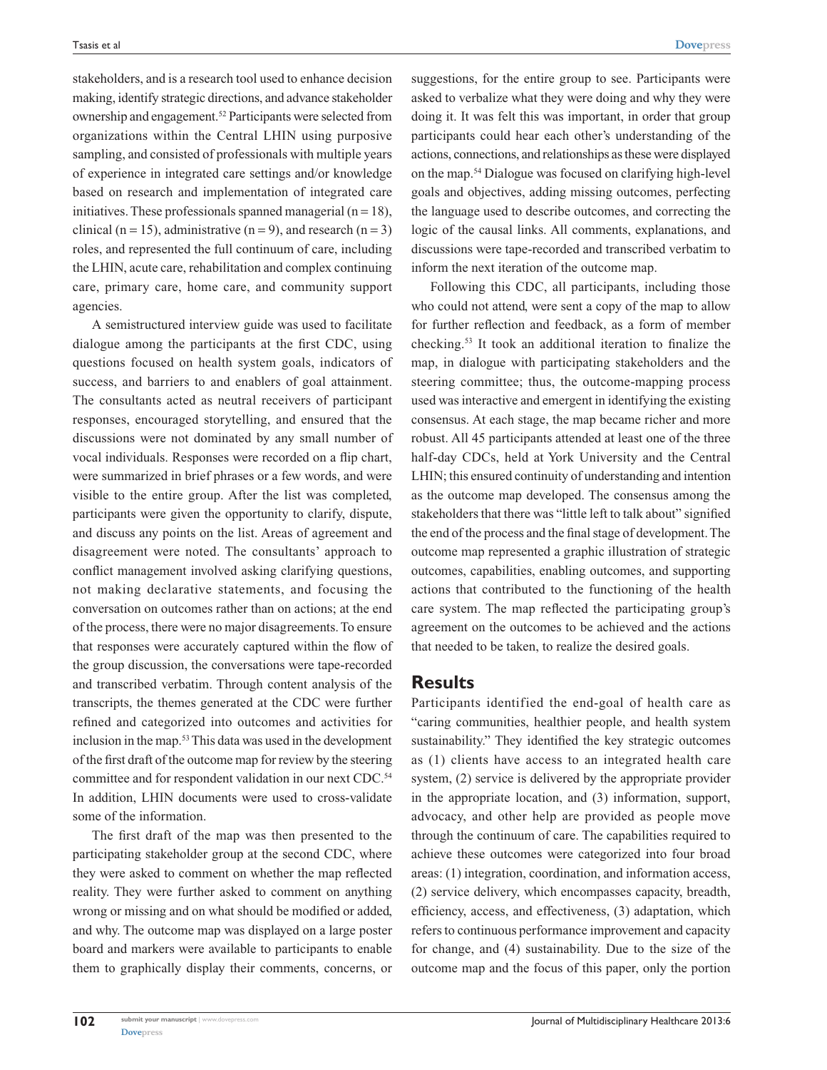stakeholders, and is a research tool used to enhance decision making, identify strategic directions, and advance stakeholder ownership and engagement.[52] Participants were selected from organizations within the Central LHIN using purposive sampling, and consisted of professionals with multiple years of experience in integrated care settings and/or knowledge based on research and implementation of integrated care initiatives. These professionals spanned managerial (n = 18), clinical (n = 15), administrative (n = 9), and research (n = 3) roles, and represented the full continuum of care, including the LHIN, acute care, rehabilitation and complex continuing care, primary care, home care, and community support agencies.

A semistructured interview guide was used to facilitate dialogue among the participants at the first CDC, using questions focused on health system goals, indicators of success, and barriers to and enablers of goal attainment. The consultants acted as neutral receivers of participant responses, encouraged storytelling, and ensured that the discussions were not dominated by any small number of vocal individuals. Responses were recorded on a flip chart, were summarized in brief phrases or a few words, and were visible to the entire group. After the list was completed, participants were given the opportunity to clarify, dispute, and discuss any points on the list. Areas of agreement and disagreement were noted. The consultants' approach to conflict management involved asking clarifying questions, not making declarative statements, and focusing the conversation on outcomes rather than on actions; at the end of the process, there were no major disagreements. To ensure that responses were accurately captured within the flow of the group discussion, the conversations were tape-recorded and transcribed verbatim. Through content analysis of the transcripts, the themes generated at the CDC were further refined and categorized into outcomes and activities for inclusion in the map.[53] This data was used in the development of the first draft of the outcome map for review by the steering committee and for respondent validation in our next CDC.[54] In addition, LHIN documents were used to cross-validate some of the information.

The first draft of the map was then presented to the participating stakeholder group at the second CDC, where they were asked to comment on whether the map reflected reality. They were further asked to comment on anything wrong or missing and on what should be modified or added, and why. The outcome map was displayed on a large poster board and markers were available to participants to enable them to graphically display their comments, concerns, or suggestions, for the entire group to see. Participants were asked to verbalize what they were doing and why they were doing it. It was felt this was important, in order that group participants could hear each other's understanding of the actions, connections, and relationships as these were displayed on the map.[54] Dialogue was focused on clarifying high-level goals and objectives, adding missing outcomes, perfecting the language used to describe outcomes, and correcting the logic of the causal links. All comments, explanations, and discussions were tape-recorded and transcribed verbatim to inform the next iteration of the outcome map.

Following this CDC, all participants, including those who could not attend, were sent a copy of the map to allow for further reflection and feedback, as a form of member checking.[53] It took an additional iteration to finalize the map, in dialogue with participating stakeholders and the steering committee; thus, the outcome-mapping process used was interactive and emergent in identifying the existing consensus. At each stage, the map became richer and more robust. All 45 participants attended at least one of the three half-day CDCs, held at York University and the Central LHIN; this ensured continuity of understanding and intention as the outcome map developed. The consensus among the stakeholders that there was "little left to talk about" signified the end of the process and the final stage of development. The outcome map represented a graphic illustration of strategic outcomes, capabilities, enabling outcomes, and supporting actions that contributed to the functioning of the health care system. The map reflected the participating group's agreement on the outcomes to be achieved and the actions that needed to be taken, to realize the desired goals.

## Results

Participants identified the end-goal of health care as "caring communities, healthier people, and health system sustainability." They identified the key strategic outcomes as (1) clients have access to an integrated health care system, (2) service is delivered by the appropriate provider in the appropriate location, and (3) information, support, advocacy, and other help are provided as people move through the continuum of care. The capabilities required to achieve these outcomes were categorized into four broad areas: (1) integration, coordination, and information access, (2) service delivery, which encompasses capacity, breadth, efficiency, access, and effectiveness, (3) adaptation, which refers to continuous performance improvement and capacity for change, and (4) sustainability. Due to the size of the outcome map and the focus of this paper, only the portion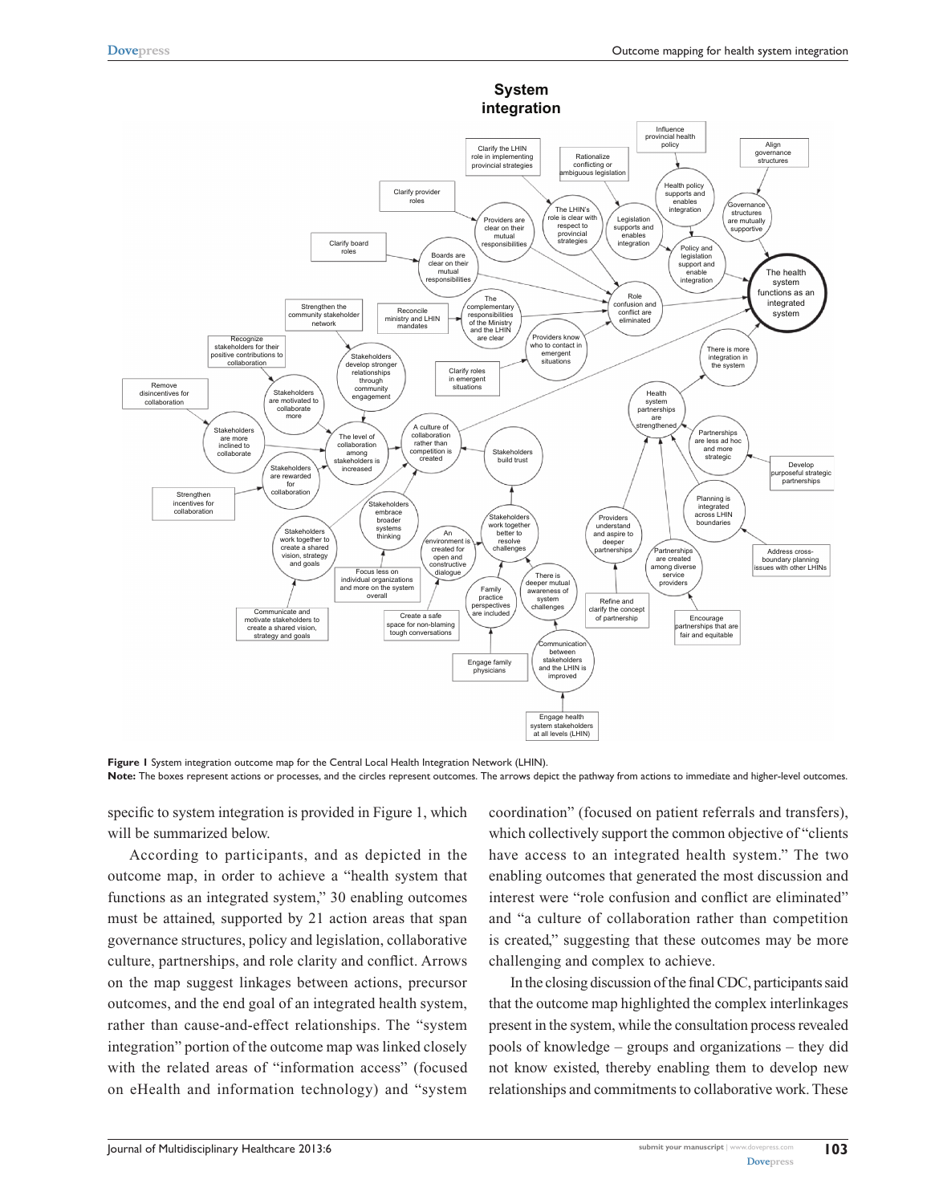**Figure 1** System integration outcome map for the Central Local Health Integration Network (LHIN).

**Note:** The boxes represent actions or processes, and the circles represent outcomes. The arrows depict the pathway from actions to immediate and higher-level outcomes.

specific to system integration is provided in Figure 1, which will be summarized below.

According to participants, and as depicted in the outcome map, in order to achieve a "health system that functions as an integrated system," 30 enabling outcomes must be attained, supported by 21 action areas that span governance structures, policy and legislation, collaborative culture, partnerships, and role clarity and conflict. Arrows on the map suggest linkages between actions, precursor outcomes, and the end goal of an integrated health system, rather than cause-and-effect relationships. The "system integration" portion of the outcome map was linked closely with the related areas of "information access" (focused on eHealth and information technology) and "system coordination" (focused on patient referrals and transfers), which collectively support the common objective of "clients have access to an integrated health system." The two enabling outcomes that generated the most discussion and interest were "role confusion and conflict are eliminated" and "a culture of collaboration rather than competition is created," suggesting that these outcomes may be more challenging and complex to achieve.

In the closing discussion of the final CDC, participants said that the outcome map highlighted the complex interlinkages present in the system, while the consultation process revealed pools of knowledge – groups and organizations – they did not know existed, thereby enabling them to develop new relationships and commitments to collaborative work. These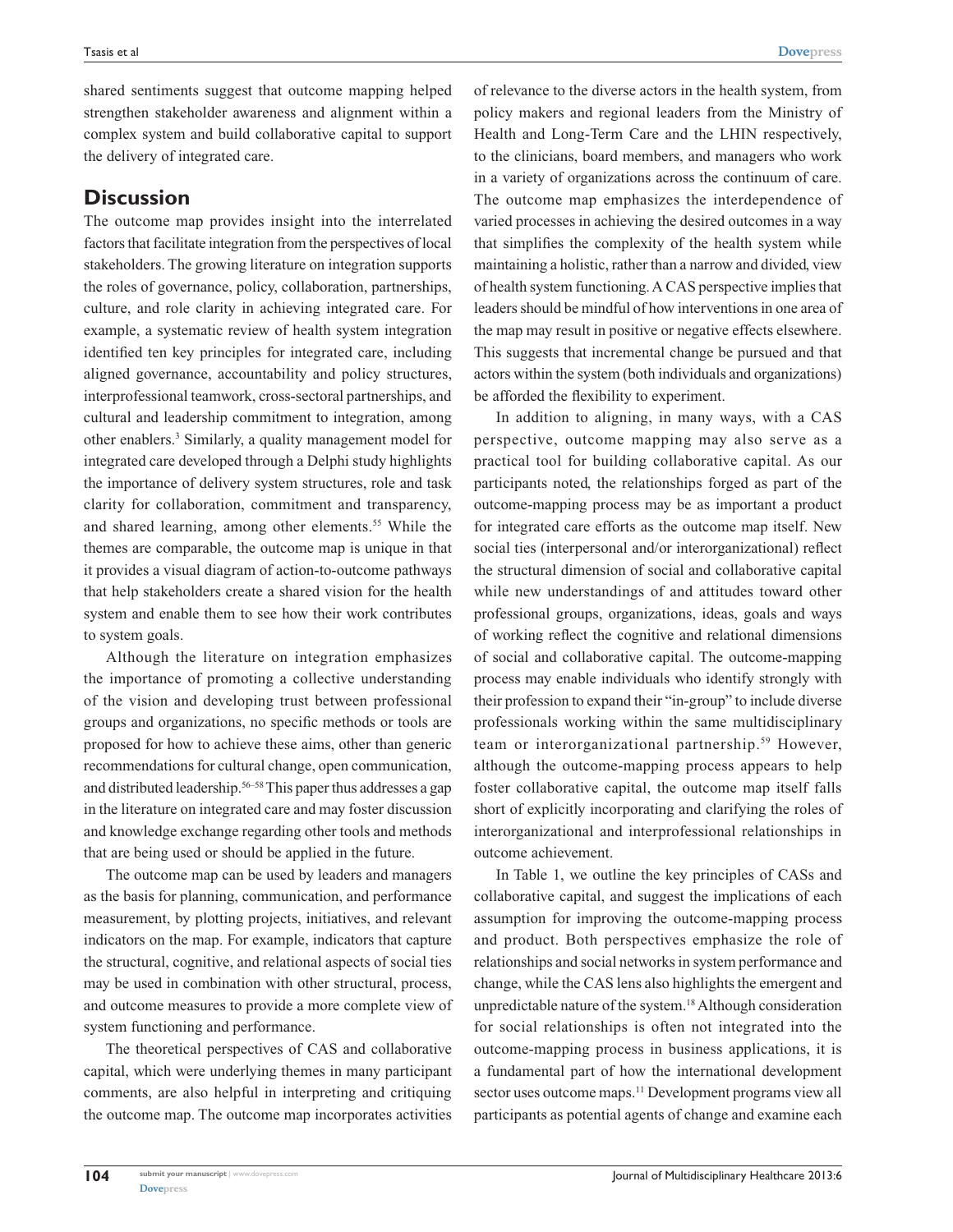shared sentiments suggest that outcome mapping helped strengthen stakeholder awareness and alignment within a complex system and build collaborative capital to support the delivery of integrated care.

## Discussion

The outcome map provides insight into the interrelated factors that facilitate integration from the perspectives of local stakeholders. The growing literature on integration supports the roles of governance, policy, collaboration, partnerships, culture, and role clarity in achieving integrated care. For example, a systematic review of health system integration identified ten key principles for integrated care, including aligned governance, accountability and policy structures, interprofessional teamwork, cross-sectoral partnerships, and cultural and leadership commitment to integration, among other enablers.[3] Similarly, a quality management model for integrated care developed through a Delphi study highlights the importance of delivery system structures, role and task clarity for collaboration, commitment and transparency, and shared learning, among other elements.[55] While the themes are comparable, the outcome map is unique in that it provides a visual diagram of action-to-outcome pathways that help stakeholders create a shared vision for the health system and enable them to see how their work contributes to system goals.

Although the literature on integration emphasizes the importance of promoting a collective understanding of the vision and developing trust between professional groups and organizations, no specific methods or tools are proposed for how to achieve these aims, other than generic recommendations for cultural change, open communication, and distributed leadership.[56–58] This paper thus addresses a gap in the literature on integrated care and may foster discussion and knowledge exchange regarding other tools and methods that are being used or should be applied in the future.

The outcome map can be used by leaders and managers as the basis for planning, communication, and performance measurement, by plotting projects, initiatives, and relevant indicators on the map. For example, indicators that capture the structural, cognitive, and relational aspects of social ties may be used in combination with other structural, process, and outcome measures to provide a more complete view of system functioning and performance.

The theoretical perspectives of CAS and collaborative capital, which were underlying themes in many participant comments, are also helpful in interpreting and critiquing the outcome map. The outcome map incorporates activities of relevance to the diverse actors in the health system, from policy makers and regional leaders from the Ministry of Health and Long-Term Care and the LHIN respectively, to the clinicians, board members, and managers who work in a variety of organizations across the continuum of care. The outcome map emphasizes the interdependence of varied processes in achieving the desired outcomes in a way that simplifies the complexity of the health system while maintaining a holistic, rather than a narrow and divided, view of health system functioning. A CAS perspective implies that leaders should be mindful of how interventions in one area of the map may result in positive or negative effects elsewhere. This suggests that incremental change be pursued and that actors within the system (both individuals and organizations) be afforded the flexibility to experiment.

In addition to aligning, in many ways, with a CAS perspective, outcome mapping may also serve as a practical tool for building collaborative capital. As our participants noted, the relationships forged as part of the outcome-mapping process may be as important a product for integrated care efforts as the outcome map itself. New social ties (interpersonal and/or interorganizational) reflect the structural dimension of social and collaborative capital while new understandings of and attitudes toward other professional groups, organizations, ideas, goals and ways of working reflect the cognitive and relational dimensions of social and collaborative capital. The outcome-mapping process may enable individuals who identify strongly with their profession to expand their "in-group" to include diverse professionals working within the same multidisciplinary team or interorganizational partnership.[59] However, although the outcome-mapping process appears to help foster collaborative capital, the outcome map itself falls short of explicitly incorporating and clarifying the roles of interorganizational and interprofessional relationships in outcome achievement.

In Table 1, we outline the key principles of CASs and collaborative capital, and suggest the implications of each assumption for improving the outcome-mapping process and product. Both perspectives emphasize the role of relationships and social networks in system performance and change, while the CAS lens also highlights the emergent and unpredictable nature of the system.[18] Although consideration for social relationships is often not integrated into the outcome-mapping process in business applications, it is a fundamental part of how the international development sector uses outcome maps.[11] Development programs view all participants as potential agents of change and examine each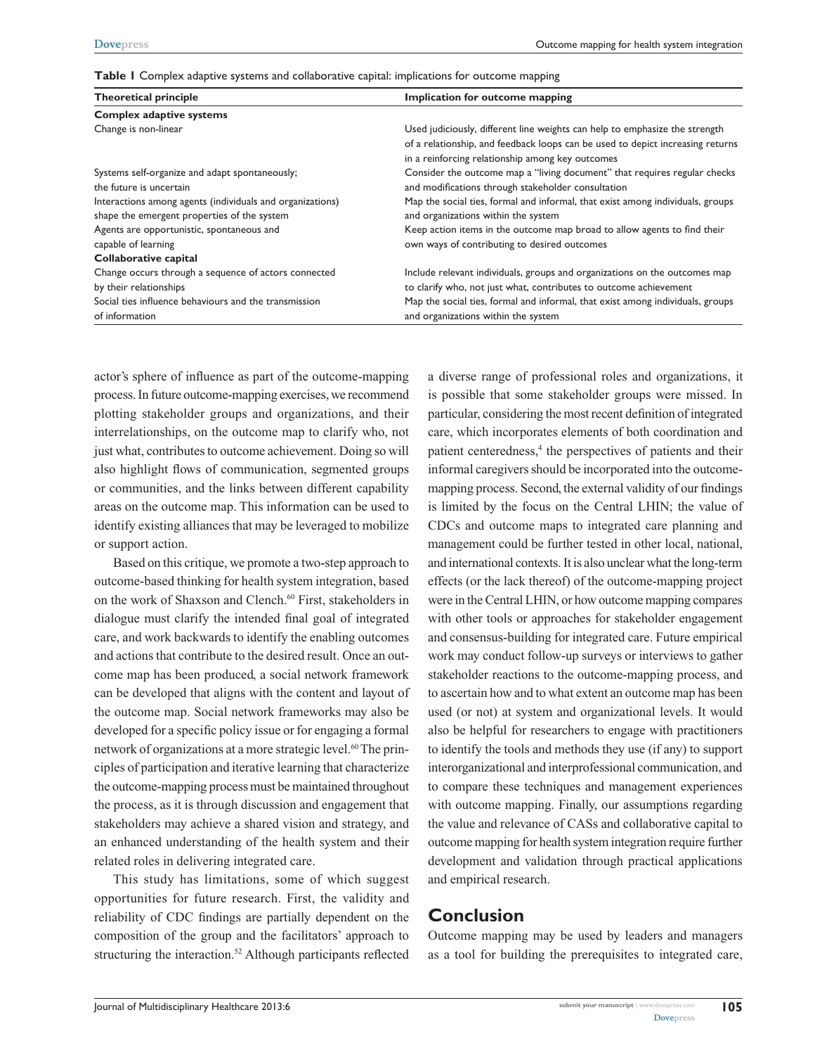**Table 1** Complex adaptive systems and collaborative capital: implications for outcome mapping

| Theoretical principle | Implication for outcome mapping |
| --- | --- |
| **Complex adaptive systems** | |
| Change is non-linear | Used judiciously, different line weights can help to emphasize the strength of a relationship, and feedback loops can be used to depict increasing returns in a reinforcing relationship among key outcomes |
| Systems self-organize and adapt spontaneously; the future is uncertain | Consider the outcome map a "living document" that requires regular checks and modifications through stakeholder consultation |
| Interactions among agents (individuals and organizations) shape the emergent properties of the system | Map the social ties, formal and informal, that exist among individuals, groups and organizations within the system |
| Agents are opportunistic, spontaneous and capable of learning | Keep action items in the outcome map broad to allow agents to find their own ways of contributing to desired outcomes |
| **Collaborative capital** | |
| Change occurs through a sequence of actors connected by their relationships | Include relevant individuals, groups and organizations on the outcomes map to clarify who, not just what, contributes to outcome achievement |
| Social ties influence behaviours and the transmission of information | Map the social ties, formal and informal, that exist among individuals, groups and organizations within the system |

actor's sphere of influence as part of the outcome-mapping process. In future outcome-mapping exercises, we recommend plotting stakeholder groups and organizations, and their interrelationships, on the outcome map to clarify who, not just what, contributes to outcome achievement. Doing so will also highlight flows of communication, segmented groups or communities, and the links between different capability areas on the outcome map. This information can be used to identify existing alliances that may be leveraged to mobilize or support action.

Based on this critique, we promote a two-step approach to outcome-based thinking for health system integration, based on the work of Shaxson and Clench.[60] First, stakeholders in dialogue must clarify the intended final goal of integrated care, and work backwards to identify the enabling outcomes and actions that contribute to the desired result. Once an outcome map has been produced, a social network framework can be developed that aligns with the content and layout of the outcome map. Social network frameworks may also be developed for a specific policy issue or for engaging a formal network of organizations at a more strategic level.[60] The principles of participation and iterative learning that characterize the outcome-mapping process must be maintained throughout the process, as it is through discussion and engagement that stakeholders may achieve a shared vision and strategy, and an enhanced understanding of the health system and their related roles in delivering integrated care.

This study has limitations, some of which suggest opportunities for future research. First, the validity and reliability of CDC findings are partially dependent on the composition of the group and the facilitators' approach to structuring the interaction.[52] Although participants reflected a diverse range of professional roles and organizations, it is possible that some stakeholder groups were missed. In particular, considering the most recent definition of integrated care, which incorporates elements of both coordination and patient centeredness,[4] the perspectives of patients and their informal caregivers should be incorporated into the outcome-mapping process. Second, the external validity of our findings is limited by the focus on the Central LHIN; the value of CDCs and outcome maps to integrated care planning and management could be further tested in other local, national, and international contexts. It is also unclear what the long-term effects (or the lack thereof) of the outcome-mapping project were in the Central LHIN, or how outcome mapping compares with other tools or approaches for stakeholder engagement and consensus-building for integrated care. Future empirical work may conduct follow-up surveys or interviews to gather stakeholder reactions to the outcome-mapping process, and to ascertain how and to what extent an outcome map has been used (or not) at system and organizational levels. It would also be helpful for researchers to engage with practitioners to identify the tools and methods they use (if any) to support interorganizational and interprofessional communication, and to compare these techniques and management experiences with outcome mapping. Finally, our assumptions regarding the value and relevance of CASs and collaborative capital to outcome mapping for health system integration require further development and validation through practical applications and empirical research.

## Conclusion

Outcome mapping may be used by leaders and managers as a tool for building the prerequisites to integrated care,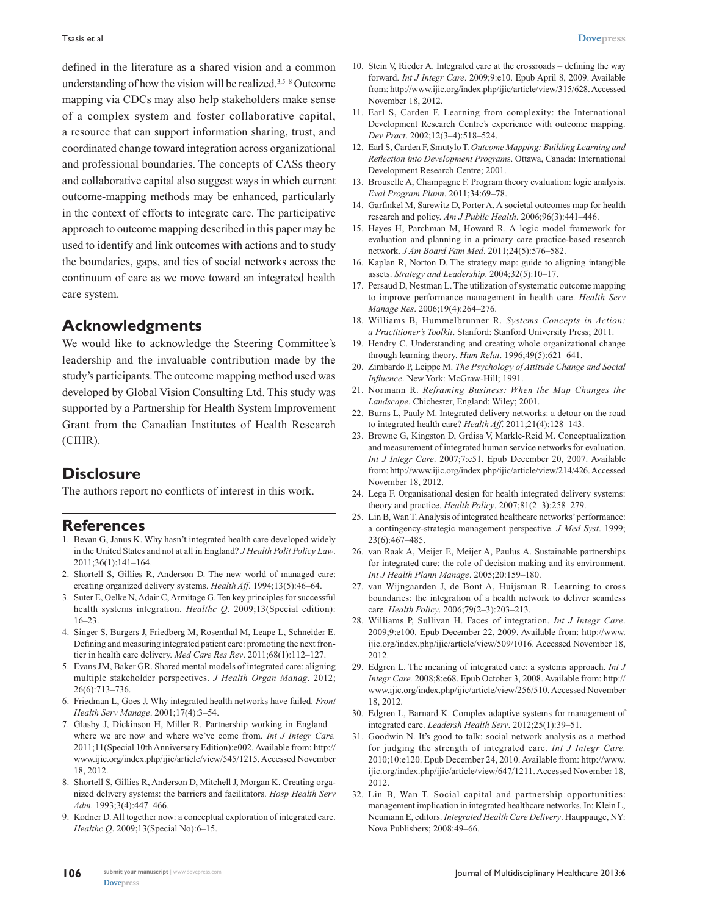defined in the literature as a shared vision and a common understanding of how the vision will be realized.[3,5–8] Outcome mapping via CDCs may also help stakeholders make sense of a complex system and foster collaborative capital, a resource that can support information sharing, trust, and coordinated change toward integration across organizational and professional boundaries. The concepts of CASs theory and collaborative capital also suggest ways in which current outcome-mapping methods may be enhanced, particularly in the context of efforts to integrate care. The participative approach to outcome mapping described in this paper may be used to identify and link outcomes with actions and to study the boundaries, gaps, and ties of social networks across the continuum of care as we move toward an integrated health care system.

## Acknowledgments

We would like to acknowledge the Steering Committee's leadership and the invaluable contribution made by the study's participants. The outcome mapping method used was developed by Global Vision Consulting Ltd. This study was supported by a Partnership for Health System Improvement Grant from the Canadian Institutes of Health Research (CIHR).

## Disclosure

The authors report no conflicts of interest in this work.

## References

1. Bevan G, Janus K. Why hasn't integrated health care developed widely in the United States and not at all in England? *J Health Polit Policy Law*. 2011;36(1):141–164.
2. Shortell S, Gillies R, Anderson D. The new world of managed care: creating organized delivery systems. *Health Aff*. 1994;13(5):46–64.
3. Suter E, Oelke N, Adair C, Armitage G. Ten key principles for successful health systems integration. *Healthc Q*. 2009;13(Special edition): 16–23.
4. Singer S, Burgers J, Friedberg M, Rosenthal M, Leape L, Schneider E. Defining and measuring integrated patient care: promoting the next frontier in health care delivery. *Med Care Res Rev*. 2011;68(1):112–127.
5. Evans JM, Baker GR. Shared mental models of integrated care: aligning multiple stakeholder perspectives. *J Health Organ Manag*. 2012; 26(6):713–736.
6. Friedman L, Goes J. Why integrated health networks have failed. *Front Health Serv Manage*. 2001;17(4):3–54.
7. Glasby J, Dickinson H, Miller R. Partnership working in England – where we are now and where we've come from. *Int J Integr Care.* 2011;11(Special 10th Anniversary Edition):e002. Available from: http://www.ijic.org/index.php/ijic/article/view/545/1215. Accessed November 18, 2012.
8. Shortell S, Gillies R, Anderson D, Mitchell J, Morgan K. Creating organized delivery systems: the barriers and facilitators. *Hosp Health Serv Adm*. 1993;3(4):447–466.
9. Kodner D. All together now: a conceptual exploration of integrated care. *Healthc Q*. 2009;13(Special No):6–15.
10. Stein V, Rieder A. Integrated care at the crossroads – defining the way forward. *Int J Integr Care*. 2009;9:e10. Epub April 8, 2009. Available from: http://www.ijic.org/index.php/ijic/article/view/315/628. Accessed November 18, 2012.
11. Earl S, Carden F. Learning from complexity: the International Development Research Centre's experience with outcome mapping. *Dev Pract*. 2002;12(3–4):518–524.
12. Earl S, Carden F, Smutylo T. *Outcome Mapping: Building Learning and Reflection into Development Programs*. Ottawa, Canada: International Development Research Centre; 2001.
13. Brouselle A, Champagne F. Program theory evaluation: logic analysis. *Eval Program Plann*. 2011;34:69–78.
14. Garfinkel M, Sarewitz D, Porter A. A societal outcomes map for health research and policy. *Am J Public Health*. 2006;96(3):441–446.
15. Hayes H, Parchman M, Howard R. A logic model framework for evaluation and planning in a primary care practice-based research network. *J Am Board Fam Med*. 2011;24(5):576–582.
16. Kaplan R, Norton D. The strategy map: guide to aligning intangible assets. *Strategy and Leadership*. 2004;32(5):10–17.
17. Persaud D, Nestman L. The utilization of systematic outcome mapping to improve performance management in health care. *Health Serv Manage Res*. 2006;19(4):264–276.
18. Williams B, Hummelbrunner R. *Systems Concepts in Action: a Practitioner's Toolkit*. Stanford: Stanford University Press; 2011.
19. Hendry C. Understanding and creating whole organizational change through learning theory. *Hum Relat*. 1996;49(5):621–641.
20. Zimbardo P, Leippe M. *The Psychology of Attitude Change and Social Influence*. New York: McGraw-Hill; 1991.
21. Normann R. *Reframing Business: When the Map Changes the Landscape*. Chichester, England: Wiley; 2001.
22. Burns L, Pauly M. Integrated delivery networks: a detour on the road to integrated health care? *Health Aff*. 2011;21(4):128–143.
23. Browne G, Kingston D, Grdisa V, Markle-Reid M. Conceptualization and measurement of integrated human service networks for evaluation. *Int J Integr Care*. 2007;7:e51. Epub December 20, 2007. Available from: http://www.ijic.org/index.php/ijic/article/view/214/426. Accessed November 18, 2012.
24. Lega F. Organisational design for health integrated delivery systems: theory and practice. *Health Policy*. 2007;81(2–3):258–279.
25. Lin B, Wan T. Analysis of integrated healthcare networks' performance: a contingency-strategic management perspective. *J Med Syst*. 1999; 23(6):467–485.
26. van Raak A, Meijer E, Meijer A, Paulus A. Sustainable partnerships for integrated care: the role of decision making and its environment. *Int J Health Plann Manage*. 2005;20:159–180.
27. van Wijngaarden J, de Bont A, Huijsman R. Learning to cross boundaries: the integration of a health network to deliver seamless care. *Health Policy*. 2006;79(2–3):203–213.
28. Williams P, Sullivan H. Faces of integration. *Int J Integr Care*. 2009;9:e100. Epub December 22, 2009. Available from: http://www.ijic.org/index.php/ijic/article/view/509/1016. Accessed November 18, 2012.
29. Edgren L. The meaning of integrated care: a systems approach. *Int J Integr Care.* 2008;8:e68. Epub October 3, 2008. Available from: http://www.ijic.org/index.php/ijic/article/view/256/510. Accessed November 18, 2012.
30. Edgren L, Barnard K. Complex adaptive systems for management of integrated care. *Leadersh Health Serv*. 2012;25(1):39–51.
31. Goodwin N. It's good to talk: social network analysis as a method for judging the strength of integrated care. *Int J Integr Care.* 2010;10:e120. Epub December 24, 2010. Available from: http://www.ijic.org/index.php/ijic/article/view/647/1211. Accessed November 18, 2012.
32. Lin B, Wan T. Social capital and partnership opportunities: management implication in integrated healthcare networks. In: Klein L, Neumann E, editors. *Integrated Health Care Delivery*. Hauppauge, NY: Nova Publishers; 2008:49–66.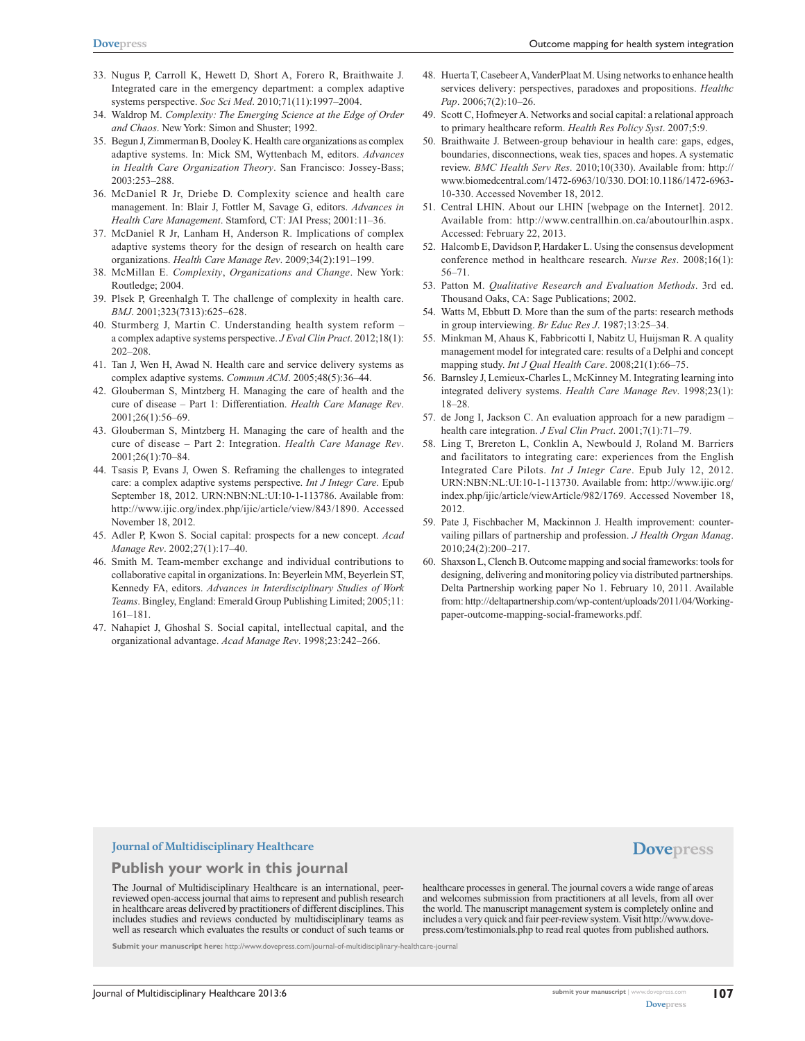33. Nugus P, Carroll K, Hewett D, Short A, Forero R, Braithwaite J. Integrated care in the emergency department: a complex adaptive systems perspective. *Soc Sci Med*. 2010;71(11):1997–2004.
34. Waldrop M. *Complexity: The Emerging Science at the Edge of Order and Chaos*. New York: Simon and Shuster; 1992.
35. Begun J, Zimmerman B, Dooley K. Health care organizations as complex adaptive systems. In: Mick SM, Wyttenbach M, editors. *Advances in Health Care Organization Theory*. San Francisco: Jossey-Bass; 2003:253–288.
36. McDaniel R Jr, Driebe D. Complexity science and health care management. In: Blair J, Fottler M, Savage G, editors. *Advances in Health Care Management*. Stamford, CT: JAI Press; 2001:11–36.
37. McDaniel R Jr, Lanham H, Anderson R. Implications of complex adaptive systems theory for the design of research on health care organizations. *Health Care Manage Rev*. 2009;34(2):191–199.
38. McMillan E. *Complexity, Organizations and Change*. New York: Routledge; 2004.
39. Plsek P, Greenhalgh T. The challenge of complexity in health care. *BMJ*. 2001;323(7313):625–628.
40. Sturmberg J, Martin C. Understanding health system reform – a complex adaptive systems perspective. *J Eval Clin Pract*. 2012;18(1): 202–208.
41. Tan J, Wen H, Awad N. Health care and service delivery systems as complex adaptive systems. *Commun ACM*. 2005;48(5):36–44.
42. Glouberman S, Mintzberg H. Managing the care of health and the cure of disease – Part 1: Differentiation. *Health Care Manage Rev*. 2001;26(1):56–69.
43. Glouberman S, Mintzberg H. Managing the care of health and the cure of disease – Part 2: Integration. *Health Care Manage Rev*. 2001;26(1):70–84.
44. Tsasis P, Evans J, Owen S. Reframing the challenges to integrated care: a complex adaptive systems perspective. *Int J Integr Care*. Epub September 18, 2012. URN:NBN:NL:UI:10-1-113786. Available from: http://www.ijic.org/index.php/ijic/article/view/843/1890. Accessed November 18, 2012.
45. Adler P, Kwon S. Social capital: prospects for a new concept. *Acad Manage Rev*. 2002;27(1):17–40.
46. Smith M. Team-member exchange and individual contributions to collaborative capital in organizations. In: Beyerlein MM, Beyerlein ST, Kennedy FA, editors. *Advances in Interdisciplinary Studies of Work Teams*. Bingley, England: Emerald Group Publishing Limited; 2005;11: 161–181.
47. Nahapiet J, Ghoshal S. Social capital, intellectual capital, and the organizational advantage. *Acad Manage Rev*. 1998;23:242–266.
48. Huerta T, Casebeer A, VanderPlaat M. Using networks to enhance health services delivery: perspectives, paradoxes and propositions. *Healthc Pap*. 2006;7(2):10–26.
49. Scott C, Hofmeyer A. Networks and social capital: a relational approach to primary healthcare reform. *Health Res Policy Syst*. 2007;5:9.
50. Braithwaite J. Between-group behaviour in health care: gaps, edges, boundaries, disconnections, weak ties, spaces and hopes. A systematic review. *BMC Health Serv Res*. 2010;10(330). Available from: http://www.biomedcentral.com/1472-6963/10/330. DOI:10.1186/1472-6963-10-330. Accessed November 18, 2012.
51. Central LHIN. About our LHIN [webpage on the Internet]. 2012. Available from: http://www.centrallhin.on.ca/aboutourlhin.aspx. Accessed: February 22, 2013.
52. Halcomb E, Davidson P, Hardaker L. Using the consensus development conference method in healthcare research. *Nurse Res*. 2008;16(1): 56–71.
53. Patton M. *Qualitative Research and Evaluation Methods*. 3rd ed. Thousand Oaks, CA: Sage Publications; 2002.
54. Watts M, Ebbutt D. More than the sum of the parts: research methods in group interviewing. *Br Educ Res J*. 1987;13:25–34.
55. Minkman M, Ahaus K, Fabbricotti I, Nabitz U, Huijsman R. A quality management model for integrated care: results of a Delphi and concept mapping study. *Int J Qual Health Care*. 2008;21(1):66–75.
56. Barnsley J, Lemieux-Charles L, McKinney M. Integrating learning into integrated delivery systems. *Health Care Manage Rev*. 1998;23(1): 18–28.
57. de Jong I, Jackson C. An evaluation approach for a new paradigm – health care integration. *J Eval Clin Pract*. 2001;7(1):71–79.
58. Ling T, Brereton L, Conklin A, Newbould J, Roland M. Barriers and facilitators to integrating care: experiences from the English Integrated Care Pilots. *Int J Integr Care*. Epub July 12, 2012. URN:NBN:NL:UI:10-1-113730. Available from: http://www.ijic.org/index.php/ijic/article/viewArticle/982/1769. Accessed November 18, 2012.
59. Pate J, Fischbacher M, Mackinnon J. Health improvement: countervailing pillars of partnership and profession. *J Health Organ Manag*. 2010;24(2):200–217.
60. Shaxson L, Clench B. Outcome mapping and social frameworks: tools for designing, delivering and monitoring policy via distributed partnerships. Delta Partnership working paper No 1. February 10, 2011. Available from: http://deltapartnership.com/wp-content/uploads/2011/04/Working-paper-outcome-mapping-social-frameworks.pdf.

**Journal of Multidisciplinary Healthcare**

## Publish your work in this journal

The Journal of Multidisciplinary Healthcare is an international, peer-reviewed open-access journal that aims to represent and publish research in healthcare areas delivered by practitioners of different disciplines. This includes studies and reviews conducted by multidisciplinary teams as well as research which evaluates the results or conduct of such teams or healthcare processes in general. The journal covers a wide range of areas and welcomes submission from practitioners at all levels, from all over the world. The manuscript management system is completely online and includes a very quick and fair peer-review system. Visit http://www.dovepress.com/testimonials.php to read real quotes from published authors.

**Submit your manuscript here:** http://www.dovepress.com/journal-of-multidisciplinary-healthcare-journal